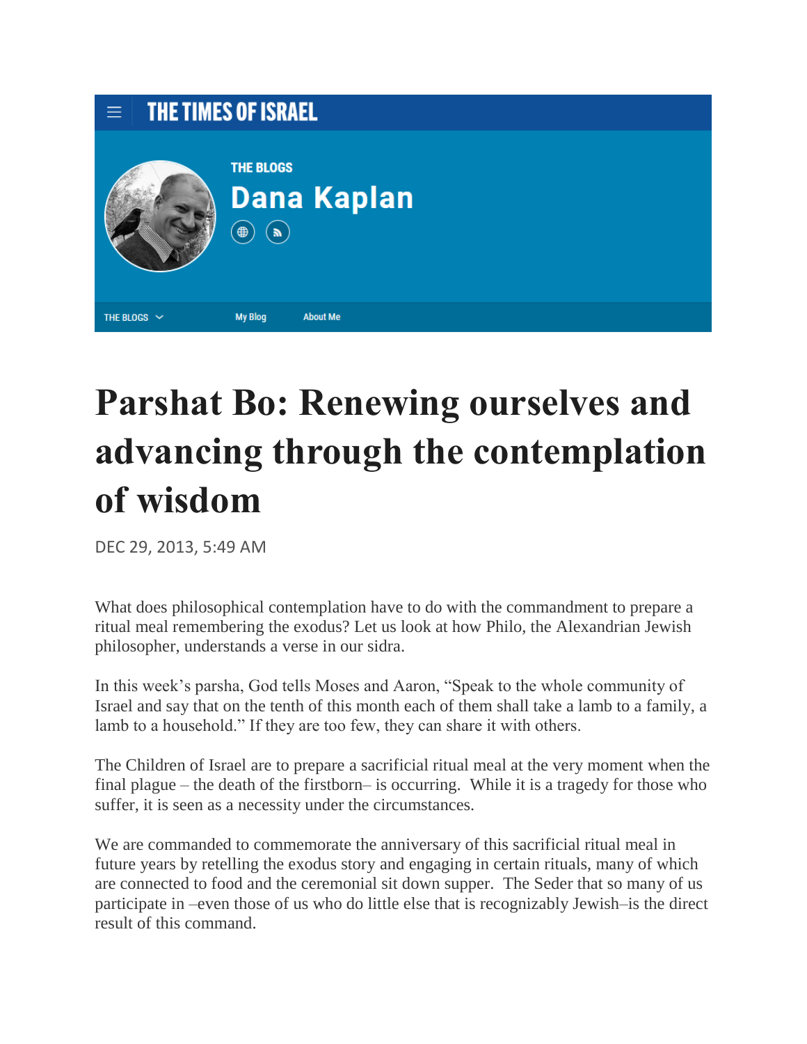THE TIMES OF ISRAEL

THE BLOGS

**Dana Kaplan**

THE BLOGS | My Blog | About Me

# Parshat Bo: Renewing ourselves and advancing through the contemplation of wisdom

DEC 29, 2013, 5:49 AM

What does philosophical contemplation have to do with the commandment to prepare a ritual meal remembering the exodus? Let us look at how Philo, the Alexandrian Jewish philosopher, understands a verse in our sidra.

In this week's parsha, God tells Moses and Aaron, "Speak to the whole community of Israel and say that on the tenth of this month each of them shall take a lamb to a family, a lamb to a household." If they are too few, they can share it with others.

The Children of Israel are to prepare a sacrificial ritual meal at the very moment when the final plague – the death of the firstborn– is occurring. While it is a tragedy for those who suffer, it is seen as a necessity under the circumstances.

We are commanded to commemorate the anniversary of this sacrificial ritual meal in future years by retelling the exodus story and engaging in certain rituals, many of which are connected to food and the ceremonial sit down supper. The Seder that so many of us participate in –even those of us who do little else that is recognizably Jewish–is the direct result of this command.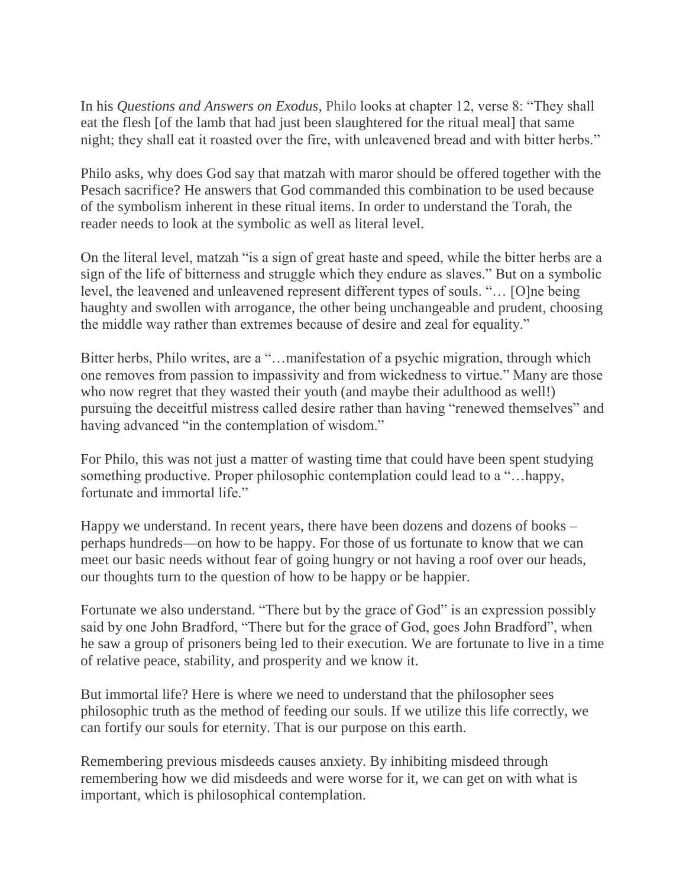In his *Questions and Answers on Exodus*, Philo looks at chapter 12, verse 8: "They shall eat the flesh [of the lamb that had just been slaughtered for the ritual meal] that same night; they shall eat it roasted over the fire, with unleavened bread and with bitter herbs."

Philo asks, why does God say that matzah with maror should be offered together with the Pesach sacrifice? He answers that God commanded this combination to be used because of the symbolism inherent in these ritual items. In order to understand the Torah, the reader needs to look at the symbolic as well as literal level.

On the literal level, matzah "is a sign of great haste and speed, while the bitter herbs are a sign of the life of bitterness and struggle which they endure as slaves." But on a symbolic level, the leavened and unleavened represent different types of souls. "… [O]ne being haughty and swollen with arrogance, the other being unchangeable and prudent, choosing the middle way rather than extremes because of desire and zeal for equality."

Bitter herbs, Philo writes, are a "…manifestation of a psychic migration, through which one removes from passion to impassivity and from wickedness to virtue." Many are those who now regret that they wasted their youth (and maybe their adulthood as well!) pursuing the deceitful mistress called desire rather than having "renewed themselves" and having advanced "in the contemplation of wisdom."

For Philo, this was not just a matter of wasting time that could have been spent studying something productive. Proper philosophic contemplation could lead to a "…happy, fortunate and immortal life."

Happy we understand. In recent years, there have been dozens and dozens of books – perhaps hundreds—on how to be happy. For those of us fortunate to know that we can meet our basic needs without fear of going hungry or not having a roof over our heads, our thoughts turn to the question of how to be happy or be happier.

Fortunate we also understand. "There but by the grace of God" is an expression possibly said by one John Bradford, "There but for the grace of God, goes John Bradford", when he saw a group of prisoners being led to their execution. We are fortunate to live in a time of relative peace, stability, and prosperity and we know it.

But immortal life? Here is where we need to understand that the philosopher sees philosophic truth as the method of feeding our souls. If we utilize this life correctly, we can fortify our souls for eternity. That is our purpose on this earth.

Remembering previous misdeeds causes anxiety. By inhibiting misdeed through remembering how we did misdeeds and were worse for it, we can get on with what is important, which is philosophical contemplation.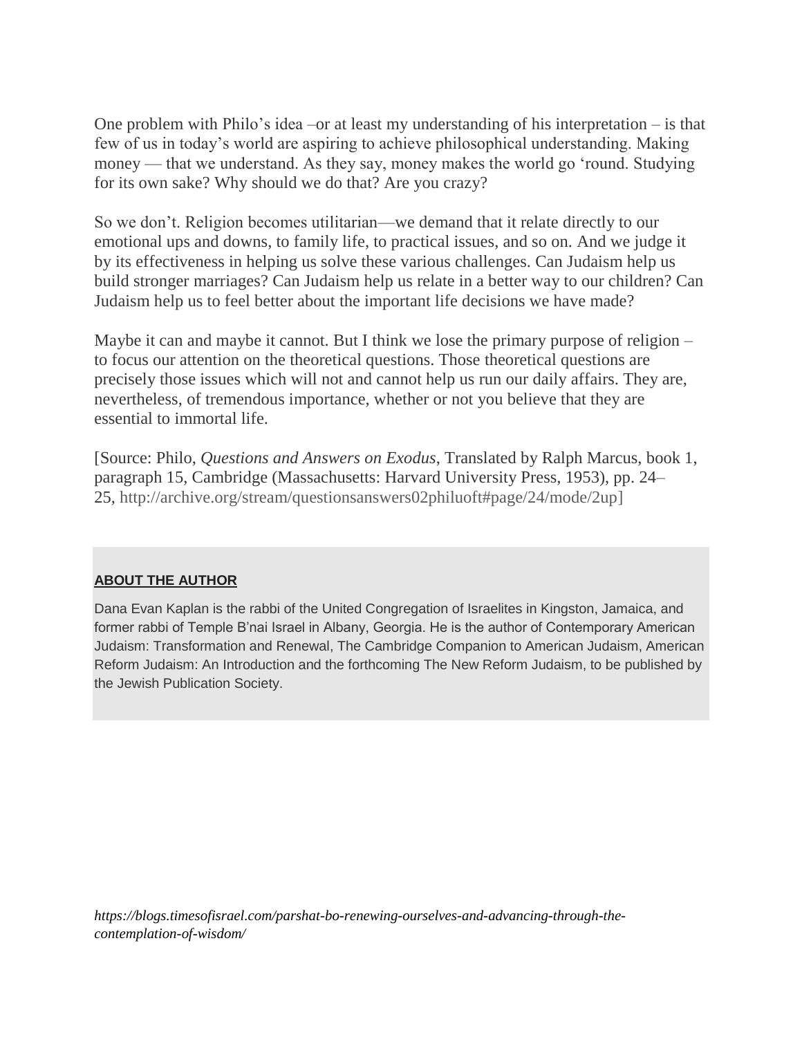One problem with Philo's idea –or at least my understanding of his interpretation – is that few of us in today's world are aspiring to achieve philosophical understanding. Making money — that we understand. As they say, money makes the world go 'round. Studying for its own sake? Why should we do that? Are you crazy?

So we don't. Religion becomes utilitarian—we demand that it relate directly to our emotional ups and downs, to family life, to practical issues, and so on. And we judge it by its effectiveness in helping us solve these various challenges. Can Judaism help us build stronger marriages? Can Judaism help us relate in a better way to our children? Can Judaism help us to feel better about the important life decisions we have made?

Maybe it can and maybe it cannot. But I think we lose the primary purpose of religion – to focus our attention on the theoretical questions. Those theoretical questions are precisely those issues which will not and cannot help us run our daily affairs. They are, nevertheless, of tremendous importance, whether or not you believe that they are essential to immortal life.

[Source: Philo, *Questions and Answers on Exodus*, Translated by Ralph Marcus, book 1, paragraph 15, Cambridge (Massachusetts: Harvard University Press, 1953), pp. 24–25, http://archive.org/stream/questionsanswers02philuoft#page/24/mode/2up]

**ABOUT THE AUTHOR**

Dana Evan Kaplan is the rabbi of the United Congregation of Israelites in Kingston, Jamaica, and former rabbi of Temple B'nai Israel in Albany, Georgia. He is the author of Contemporary American Judaism: Transformation and Renewal, The Cambridge Companion to American Judaism, American Reform Judaism: An Introduction and the forthcoming The New Reform Judaism, to be published by the Jewish Publication Society.

*https://blogs.timesofisrael.com/parshat-bo-renewing-ourselves-and-advancing-through-the-contemplation-of-wisdom/*